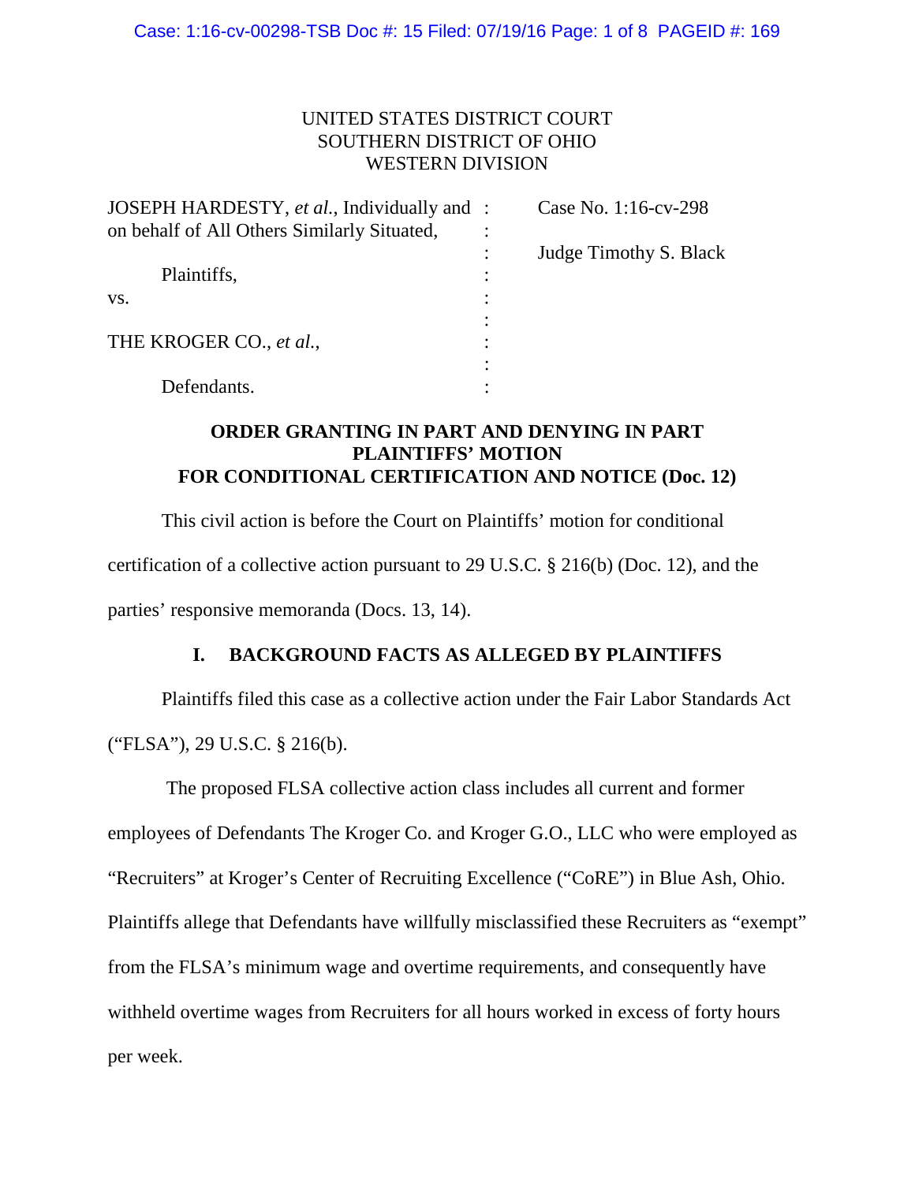UNITED STATES DISTRICT COURT
SOUTHERN DISTRICT OF OHIO
WESTERN DIVISION

JOSEPH HARDESTY, *et al.*, Individually and on behalf of All Others Similarly Situated,

Plaintiffs,

vs.

THE KROGER CO., *et al.*,

Defendants.

Case No. 1:16-cv-298

Judge Timothy S. Black

## ORDER GRANTING IN PART AND DENYING IN PART PLAINTIFFS' MOTION FOR CONDITIONAL CERTIFICATION AND NOTICE (Doc. 12)

This civil action is before the Court on Plaintiffs' motion for conditional certification of a collective action pursuant to 29 U.S.C. § 216(b) (Doc. 12), and the parties' responsive memoranda (Docs. 13, 14).

## I. BACKGROUND FACTS AS ALLEGED BY PLAINTIFFS

Plaintiffs filed this case as a collective action under the Fair Labor Standards Act ("FLSA"), 29 U.S.C. § 216(b).

The proposed FLSA collective action class includes all current and former employees of Defendants The Kroger Co. and Kroger G.O., LLC who were employed as "Recruiters" at Kroger's Center of Recruiting Excellence ("CoRE") in Blue Ash, Ohio. Plaintiffs allege that Defendants have willfully misclassified these Recruiters as "exempt" from the FLSA's minimum wage and overtime requirements, and consequently have withheld overtime wages from Recruiters for all hours worked in excess of forty hours per week.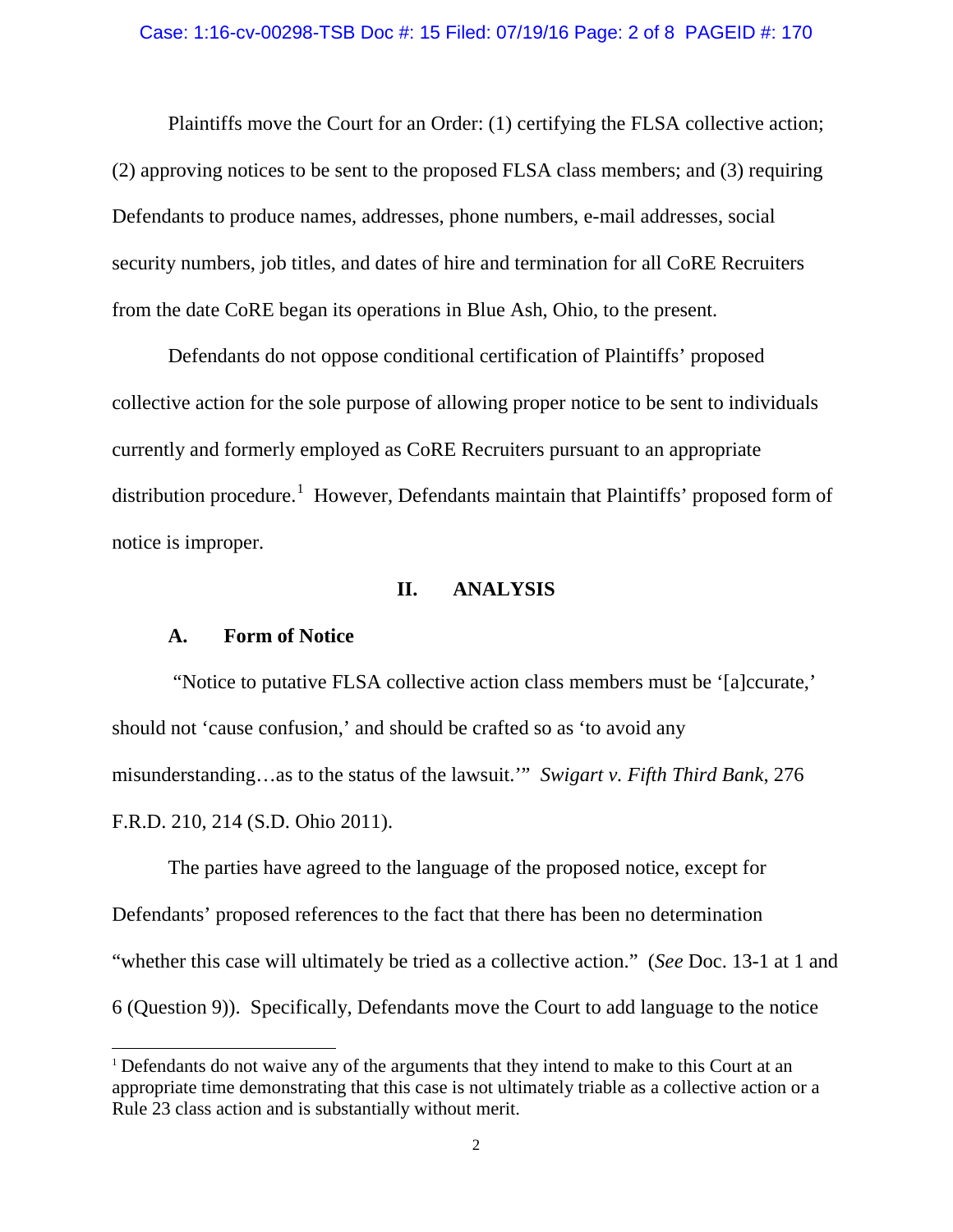Plaintiffs move the Court for an Order: (1) certifying the FLSA collective action; (2) approving notices to be sent to the proposed FLSA class members; and (3) requiring Defendants to produce names, addresses, phone numbers, e-mail addresses, social security numbers, job titles, and dates of hire and termination for all CoRE Recruiters from the date CoRE began its operations in Blue Ash, Ohio, to the present.

Defendants do not oppose conditional certification of Plaintiffs' proposed collective action for the sole purpose of allowing proper notice to be sent to individuals currently and formerly employed as CoRE Recruiters pursuant to an appropriate distribution procedure.[1] However, Defendants maintain that Plaintiffs' proposed form of notice is improper.

## II. ANALYSIS

### A. Form of Notice

"Notice to putative FLSA collective action class members must be '[a]ccurate,' should not 'cause confusion,' and should be crafted so as 'to avoid any misunderstanding…as to the status of the lawsuit.'" *Swigart v. Fifth Third Bank*, 276 F.R.D. 210, 214 (S.D. Ohio 2011).

The parties have agreed to the language of the proposed notice, except for Defendants' proposed references to the fact that there has been no determination "whether this case will ultimately be tried as a collective action." (*See* Doc. 13-1 at 1 and 6 (Question 9)). Specifically, Defendants move the Court to add language to the notice

[1] Defendants do not waive any of the arguments that they intend to make to this Court at an appropriate time demonstrating that this case is not ultimately triable as a collective action or a Rule 23 class action and is substantially without merit.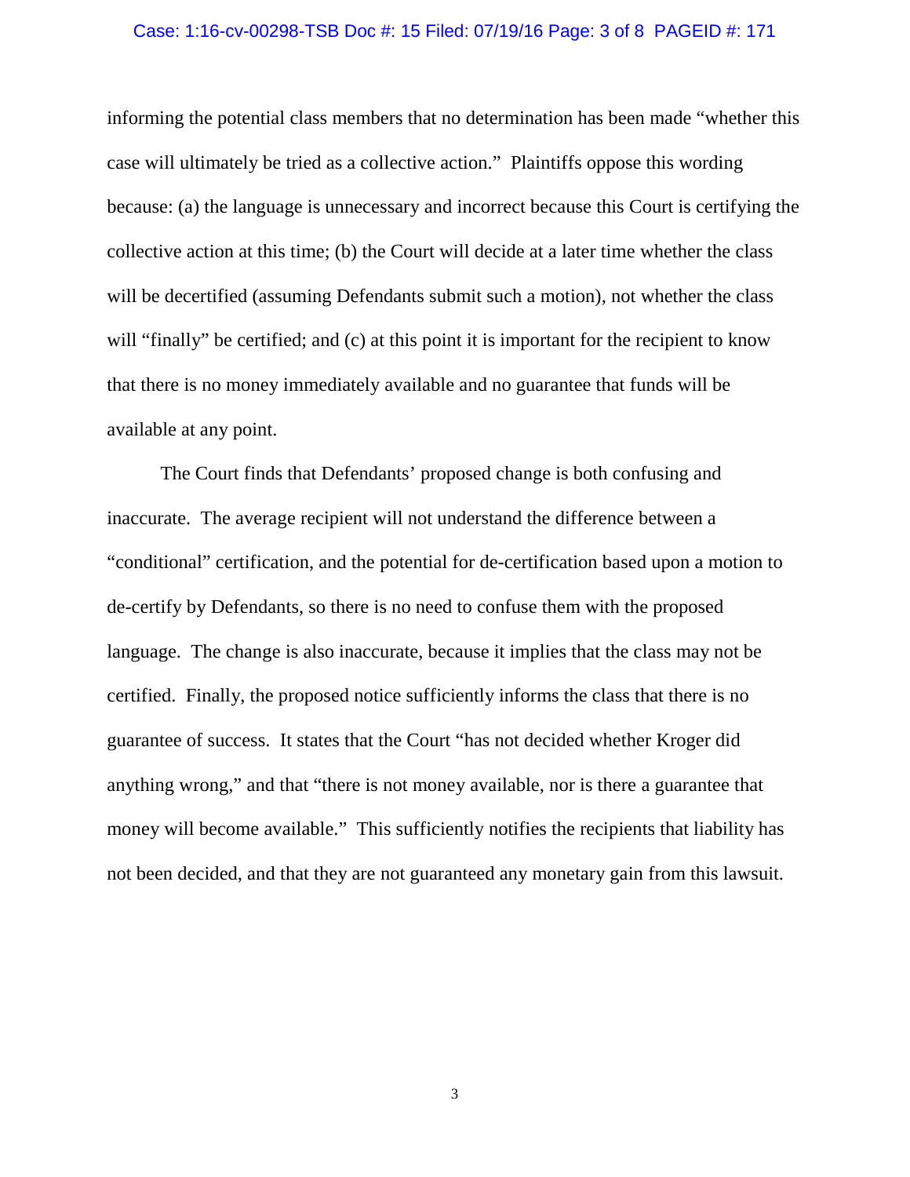informing the potential class members that no determination has been made "whether this case will ultimately be tried as a collective action." Plaintiffs oppose this wording because: (a) the language is unnecessary and incorrect because this Court is certifying the collective action at this time; (b) the Court will decide at a later time whether the class will be decertified (assuming Defendants submit such a motion), not whether the class will "finally" be certified; and (c) at this point it is important for the recipient to know that there is no money immediately available and no guarantee that funds will be available at any point.

The Court finds that Defendants' proposed change is both confusing and inaccurate. The average recipient will not understand the difference between a "conditional" certification, and the potential for de-certification based upon a motion to de-certify by Defendants, so there is no need to confuse them with the proposed language. The change is also inaccurate, because it implies that the class may not be certified. Finally, the proposed notice sufficiently informs the class that there is no guarantee of success. It states that the Court "has not decided whether Kroger did anything wrong," and that "there is not money available, nor is there a guarantee that money will become available." This sufficiently notifies the recipients that liability has not been decided, and that they are not guaranteed any monetary gain from this lawsuit.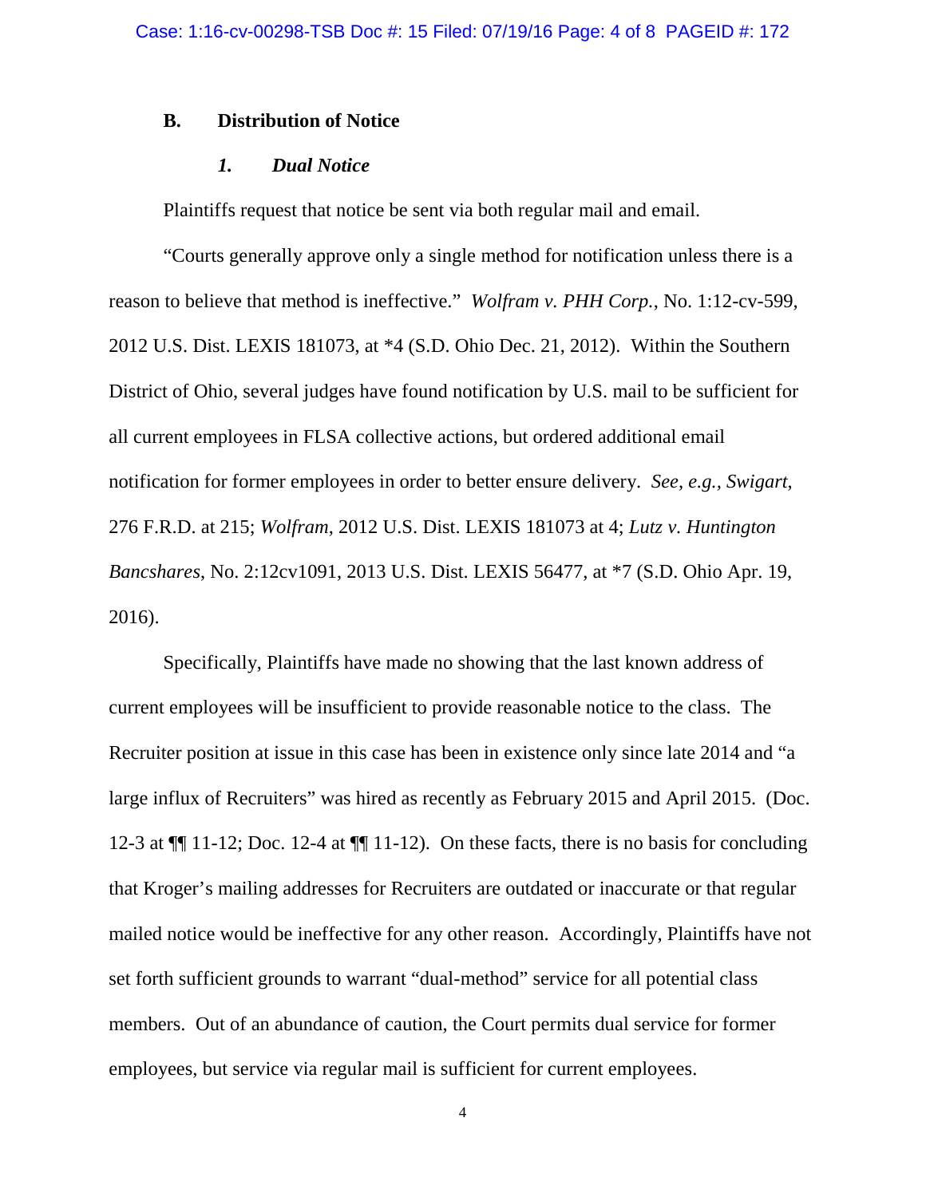### B. Distribution of Notice

#### *1. Dual Notice*

Plaintiffs request that notice be sent via both regular mail and email.

"Courts generally approve only a single method for notification unless there is a reason to believe that method is ineffective." *Wolfram v. PHH Corp.*, No. 1:12-cv-599, 2012 U.S. Dist. LEXIS 181073, at *4 (S.D. Ohio Dec. 21, 2012). Within the Southern District of Ohio, several judges have found notification by U.S. mail to be sufficient for all current employees in FLSA collective actions, but ordered additional email notification for former employees in order to better ensure delivery. *See, e.g.*, *Swigart*, 276 F.R.D. at 215; *Wolfram*, 2012 U.S. Dist. LEXIS 181073 at 4; *Lutz v. Huntington Bancshares*, No. 2:12cv1091, 2013 U.S. Dist. LEXIS 56477, at *7 (S.D. Ohio Apr. 19, 2016).

Specifically, Plaintiffs have made no showing that the last known address of current employees will be insufficient to provide reasonable notice to the class. The Recruiter position at issue in this case has been in existence only since late 2014 and "a large influx of Recruiters" was hired as recently as February 2015 and April 2015. (Doc. 12-3 at ¶¶ 11-12; Doc. 12-4 at ¶¶ 11-12). On these facts, there is no basis for concluding that Kroger's mailing addresses for Recruiters are outdated or inaccurate or that regular mailed notice would be ineffective for any other reason. Accordingly, Plaintiffs have not set forth sufficient grounds to warrant "dual-method" service for all potential class members. Out of an abundance of caution, the Court permits dual service for former employees, but service via regular mail is sufficient for current employees.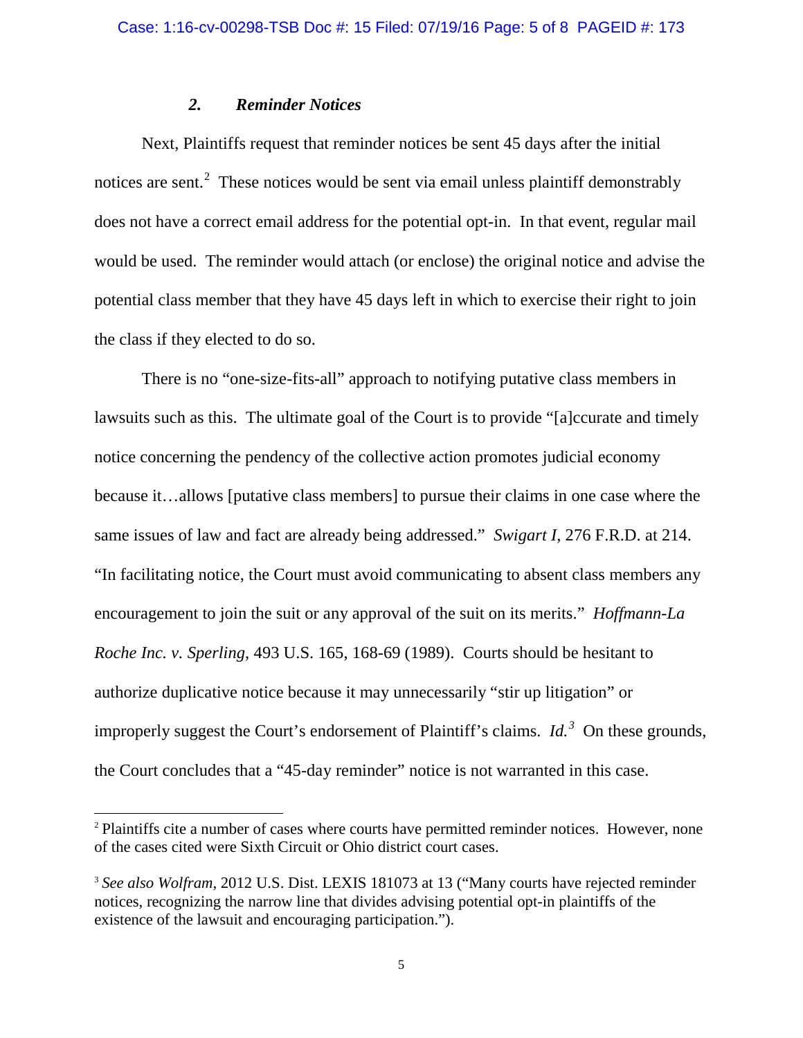### *2. Reminder Notices*

Next, Plaintiffs request that reminder notices be sent 45 days after the initial notices are sent.[2] These notices would be sent via email unless plaintiff demonstrably does not have a correct email address for the potential opt-in. In that event, regular mail would be used. The reminder would attach (or enclose) the original notice and advise the potential class member that they have 45 days left in which to exercise their right to join the class if they elected to do so.

There is no "one-size-fits-all" approach to notifying putative class members in lawsuits such as this. The ultimate goal of the Court is to provide "[a]ccurate and timely notice concerning the pendency of the collective action promotes judicial economy because it…allows [putative class members] to pursue their claims in one case where the same issues of law and fact are already being addressed." *Swigart I*, 276 F.R.D. at 214. "In facilitating notice, the Court must avoid communicating to absent class members any encouragement to join the suit or any approval of the suit on its merits." *Hoffmann-La Roche Inc. v. Sperling*, 493 U.S. 165, 168-69 (1989). Courts should be hesitant to authorize duplicative notice because it may unnecessarily "stir up litigation" or improperly suggest the Court's endorsement of Plaintiff's claims. *Id.*[3] On these grounds, the Court concludes that a "45-day reminder" notice is not warranted in this case.

---

[2] Plaintiffs cite a number of cases where courts have permitted reminder notices. However, none of the cases cited were Sixth Circuit or Ohio district court cases.

[3] *See also Wolfram*, 2012 U.S. Dist. LEXIS 181073 at 13 ("Many courts have rejected reminder notices, recognizing the narrow line that divides advising potential opt-in plaintiffs of the existence of the lawsuit and encouraging participation.").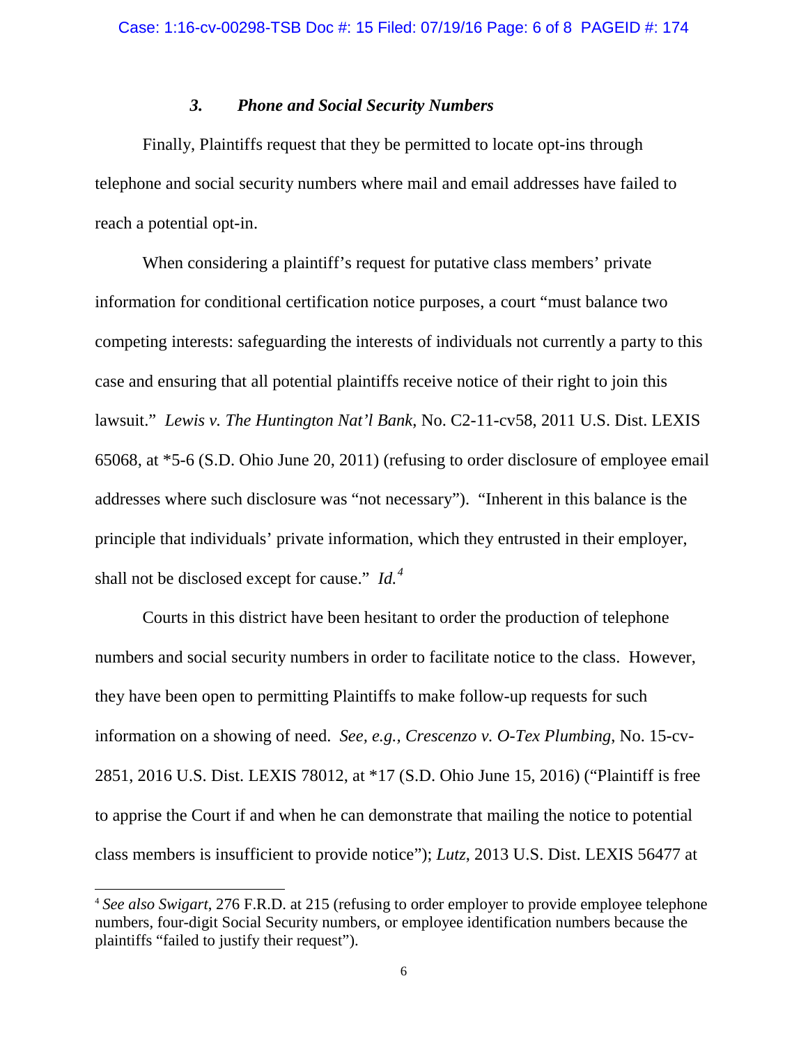### *3. Phone and Social Security Numbers*

Finally, Plaintiffs request that they be permitted to locate opt-ins through telephone and social security numbers where mail and email addresses have failed to reach a potential opt-in.

When considering a plaintiff's request for putative class members' private information for conditional certification notice purposes, a court "must balance two competing interests: safeguarding the interests of individuals not currently a party to this case and ensuring that all potential plaintiffs receive notice of their right to join this lawsuit." *Lewis v. The Huntington Nat'l Bank*, No. C2-11-cv58, 2011 U.S. Dist. LEXIS 65068, at *5-6 (S.D. Ohio June 20, 2011) (refusing to order disclosure of employee email addresses where such disclosure was "not necessary"). "Inherent in this balance is the principle that individuals' private information, which they entrusted in their employer, shall not be disclosed except for cause." *Id.*[4]

Courts in this district have been hesitant to order the production of telephone numbers and social security numbers in order to facilitate notice to the class. However, they have been open to permitting Plaintiffs to make follow-up requests for such information on a showing of need. *See, e.g., Crescenzo v. O-Tex Plumbing*, No. 15-cv-2851, 2016 U.S. Dist. LEXIS 78012, at *17 (S.D. Ohio June 15, 2016) ("Plaintiff is free to apprise the Court if and when he can demonstrate that mailing the notice to potential class members is insufficient to provide notice"); *Lutz*, 2013 U.S. Dist. LEXIS 56477 at

---

[4] *See also Swigart*, 276 F.R.D. at 215 (refusing to order employer to provide employee telephone numbers, four-digit Social Security numbers, or employee identification numbers because the plaintiffs "failed to justify their request").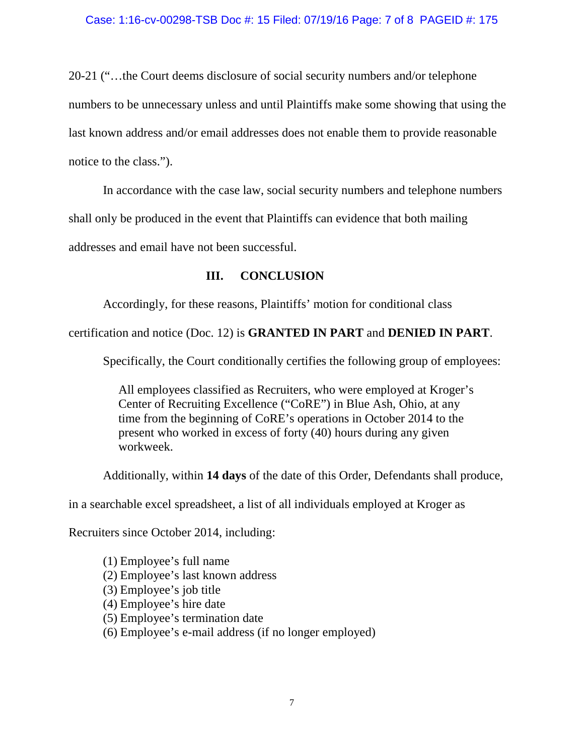20-21 ("…the Court deems disclosure of social security numbers and/or telephone numbers to be unnecessary unless and until Plaintiffs make some showing that using the last known address and/or email addresses does not enable them to provide reasonable notice to the class.").

In accordance with the case law, social security numbers and telephone numbers shall only be produced in the event that Plaintiffs can evidence that both mailing addresses and email have not been successful.

## III. CONCLUSION

Accordingly, for these reasons, Plaintiffs' motion for conditional class certification and notice (Doc. 12) is **GRANTED IN PART** and **DENIED IN PART**.

Specifically, the Court conditionally certifies the following group of employees:

> All employees classified as Recruiters, who were employed at Kroger's Center of Recruiting Excellence ("CoRE") in Blue Ash, Ohio, at any time from the beginning of CoRE's operations in October 2014 to the present who worked in excess of forty (40) hours during any given workweek.

Additionally, within **14 days** of the date of this Order, Defendants shall produce, in a searchable excel spreadsheet, a list of all individuals employed at Kroger as Recruiters since October 2014, including:

(1) Employee's full name
(2) Employee's last known address
(3) Employee's job title
(4) Employee's hire date
(5) Employee's termination date
(6) Employee's e-mail address (if no longer employed)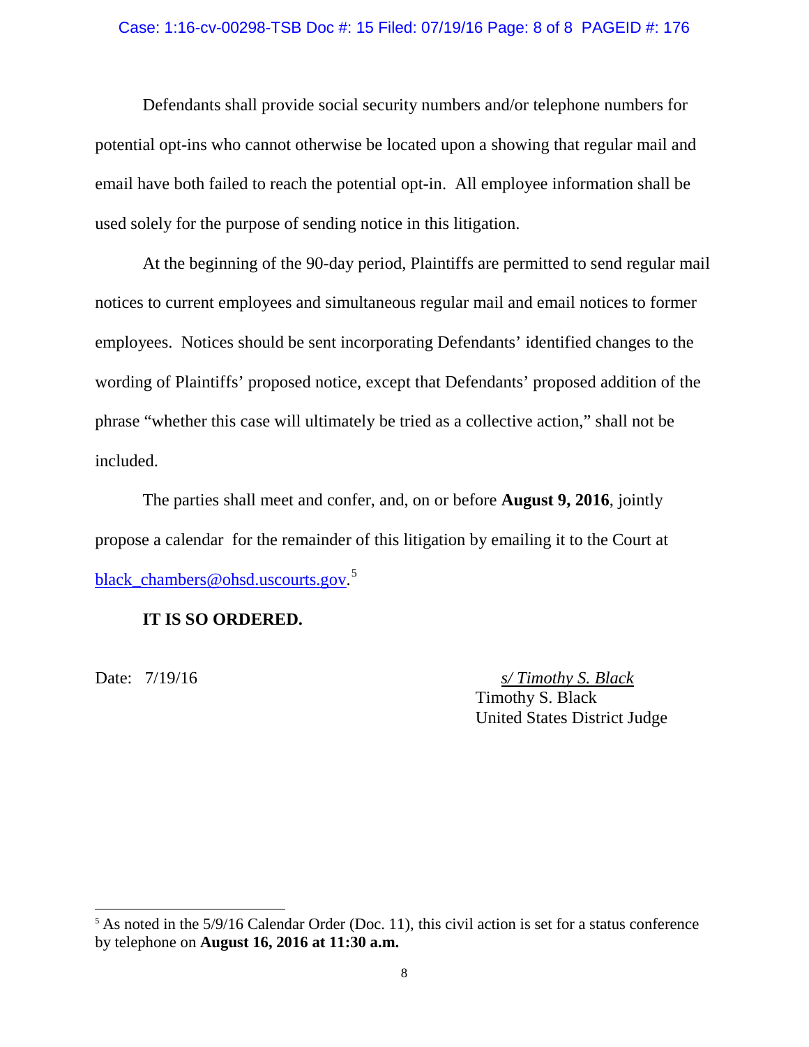Defendants shall provide social security numbers and/or telephone numbers for potential opt-ins who cannot otherwise be located upon a showing that regular mail and email have both failed to reach the potential opt-in. All employee information shall be used solely for the purpose of sending notice in this litigation.

At the beginning of the 90-day period, Plaintiffs are permitted to send regular mail notices to current employees and simultaneous regular mail and email notices to former employees. Notices should be sent incorporating Defendants' identified changes to the wording of Plaintiffs' proposed notice, except that Defendants' proposed addition of the phrase "whether this case will ultimately be tried as a collective action," shall not be included.

The parties shall meet and confer, and, on or before **August 9, 2016**, jointly propose a calendar for the remainder of this litigation by emailing it to the Court at black_chambers@ohsd.uscourts.gov.[5]

**IT IS SO ORDERED.**

Date: 7/19/16

*s/ Timothy S. Black*
Timothy S. Black
United States District Judge

---

[5] As noted in the 5/9/16 Calendar Order (Doc. 11), this civil action is set for a status conference by telephone on **August 16, 2016 at 11:30 a.m.**